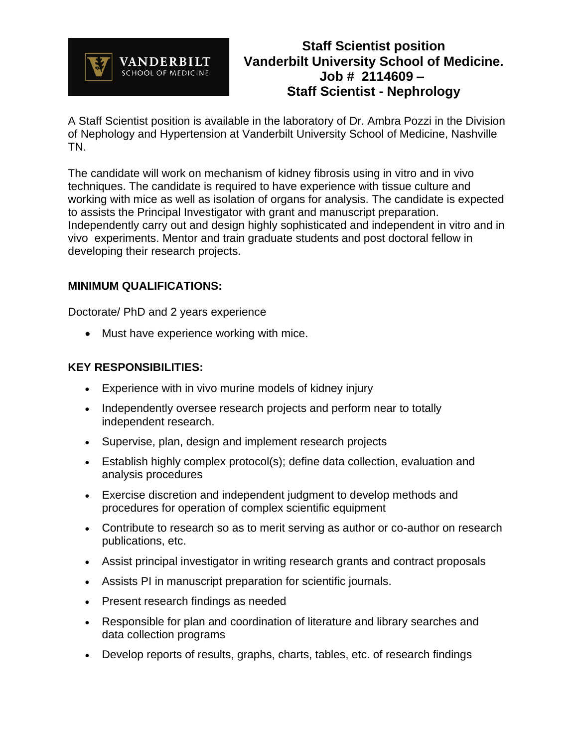# Staff Scientist position
# Vanderbilt University School of Medicine.
# Job # 2114609 –
# Staff Scientist - Nephrology

A Staff Scientist position is available in the laboratory of Dr. Ambra Pozzi in the Division of Nephology and Hypertension at Vanderbilt University School of Medicine, Nashville TN.

The candidate will work on mechanism of kidney fibrosis using in vitro and in vivo techniques. The candidate is required to have experience with tissue culture and working with mice as well as isolation of organs for analysis. The candidate is expected to assists the Principal Investigator with grant and manuscript preparation. Independently carry out and design highly sophisticated and independent in vitro and in vivo experiments. Mentor and train graduate students and post doctoral fellow in developing their research projects.

## MINIMUM QUALIFICATIONS:

Doctorate/ PhD and 2 years experience

- Must have experience working with mice.

## KEY RESPONSIBILITIES:

- Experience with in vivo murine models of kidney injury
- Independently oversee research projects and perform near to totally independent research.
- Supervise, plan, design and implement research projects
- Establish highly complex protocol(s); define data collection, evaluation and analysis procedures
- Exercise discretion and independent judgment to develop methods and procedures for operation of complex scientific equipment
- Contribute to research so as to merit serving as author or co-author on research publications, etc.
- Assist principal investigator in writing research grants and contract proposals
- Assists PI in manuscript preparation for scientific journals.
- Present research findings as needed
- Responsible for plan and coordination of literature and library searches and data collection programs
- Develop reports of results, graphs, charts, tables, etc. of research findings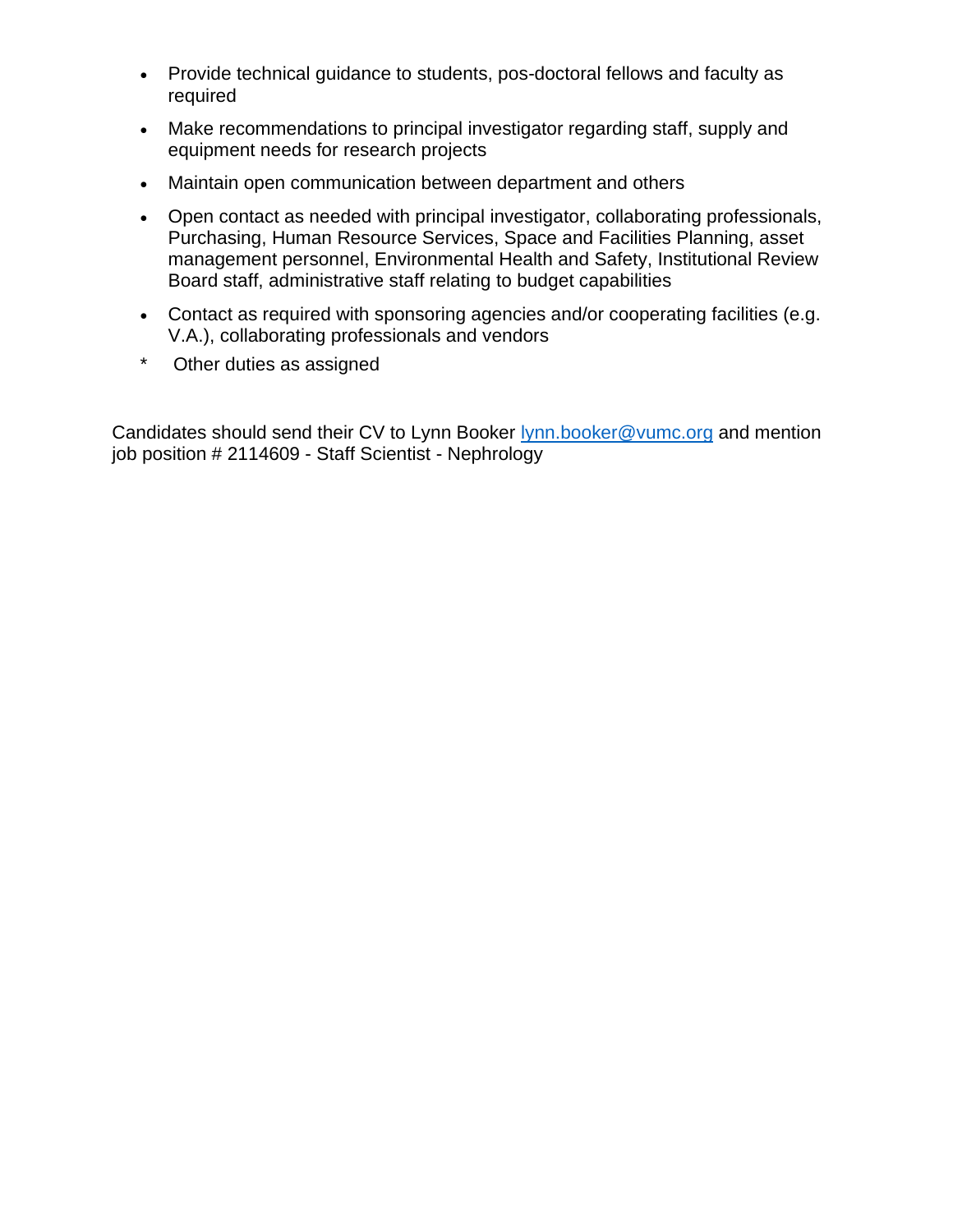- Provide technical guidance to students, pos-doctoral fellows and faculty as required
- Make recommendations to principal investigator regarding staff, supply and equipment needs for research projects
- Maintain open communication between department and others
- Open contact as needed with principal investigator, collaborating professionals, Purchasing, Human Resource Services, Space and Facilities Planning, asset management personnel, Environmental Health and Safety, Institutional Review Board staff, administrative staff relating to budget capabilities
- Contact as required with sponsoring agencies and/or cooperating facilities (e.g. V.A.), collaborating professionals and vendors

\* Other duties as assigned

Candidates should send their CV to Lynn Booker lynn.booker@vumc.org and mention job position # 2114609 - Staff Scientist - Nephrology